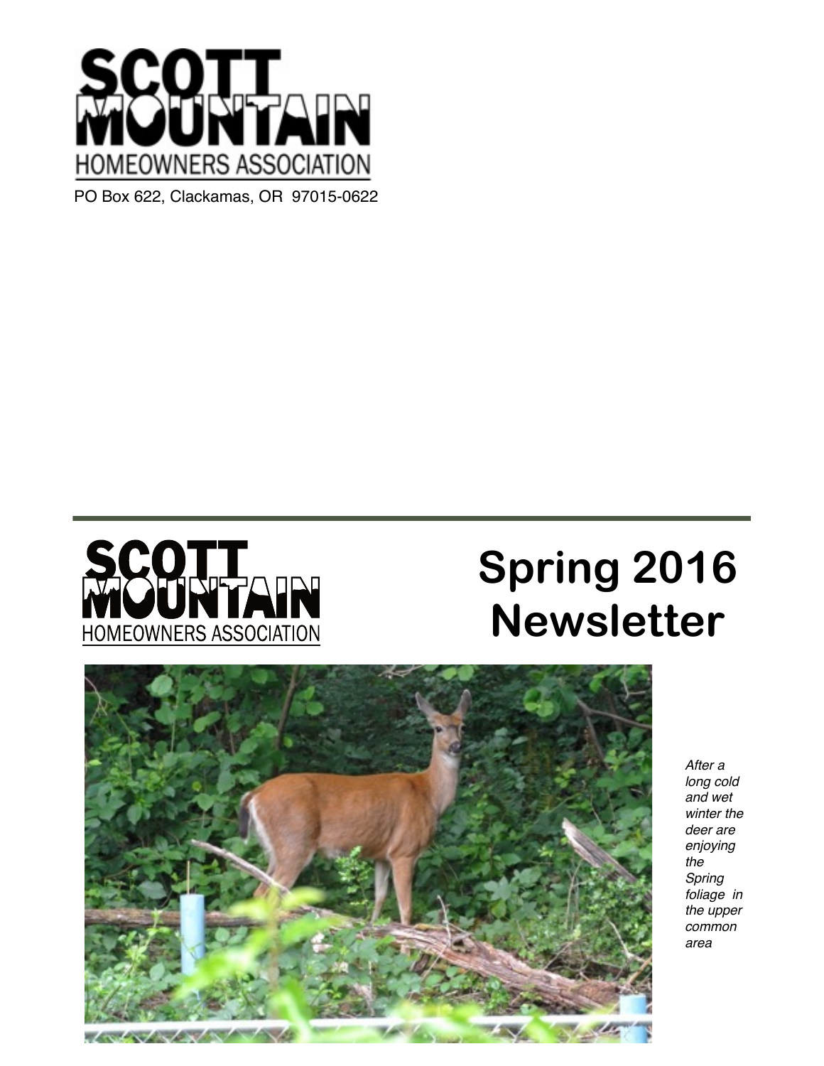# SCOTT MOUNTAIN HOMEOWNERS ASSOCIATION

PO Box 622, Clackamas, OR 97015-0622

---

SCOTT MOUNTAIN HOMEOWNERS ASSOCIATION

# Spring 2016 Newsletter

*After a long cold and wet winter the deer are enjoying the Spring foliage in the upper common area*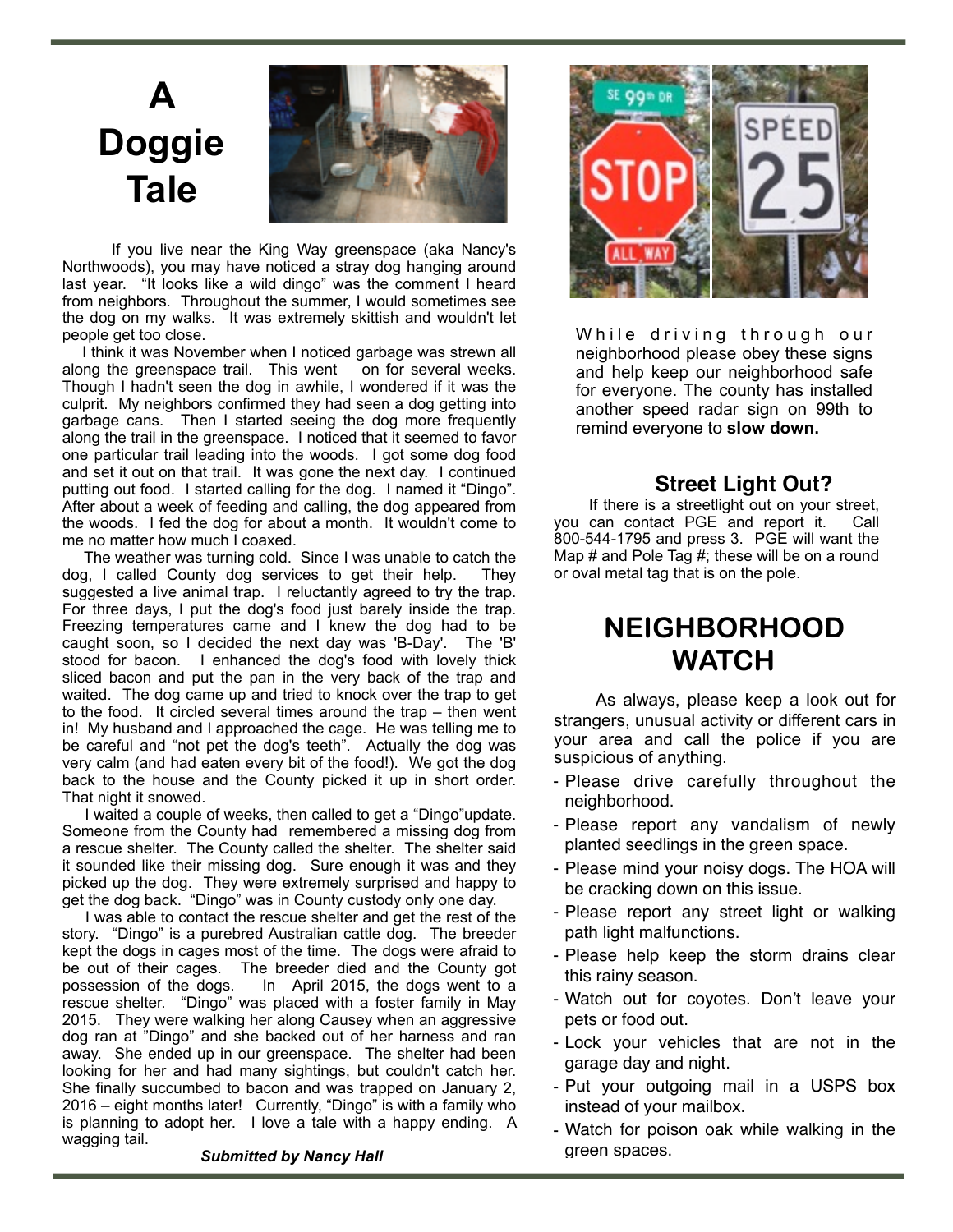# A Doggie Tale

If you live near the King Way greenspace (aka Nancy's Northwoods), you may have noticed a stray dog hanging around last year. "It looks like a wild dingo" was the comment I heard from neighbors. Throughout the summer, I would sometimes see the dog on my walks. It was extremely skittish and wouldn't let people get too close.

I think it was November when I noticed garbage was strewn all along the greenspace trail. This went on for several weeks. Though I hadn't seen the dog in awhile, I wondered if it was the culprit. My neighbors confirmed they had seen a dog getting into garbage cans. Then I started seeing the dog more frequently along the trail in the greenspace. I noticed that it seemed to favor one particular trail leading into the woods. I got some dog food and set it out on that trail. It was gone the next day. I continued putting out food. I started calling for the dog. I named it "Dingo". After about a week of feeding and calling, the dog appeared from the woods. I fed the dog for about a month. It wouldn't come to me no matter how much I coaxed.

The weather was turning cold. Since I was unable to catch the dog, I called County dog services to get their help. They suggested a live animal trap. I reluctantly agreed to try the trap. For three days, I put the dog's food just barely inside the trap. Freezing temperatures came and I knew the dog had to be caught soon, so I decided the next day was 'B-Day'. The 'B' stood for bacon. I enhanced the dog's food with lovely thick sliced bacon and put the pan in the very back of the trap and waited. The dog came up and tried to knock over the trap to get to the food. It circled several times around the trap – then went in! My husband and I approached the cage. He was telling me to be careful and "not pet the dog's teeth". Actually the dog was very calm (and had eaten every bit of the food!). We got the dog back to the house and the County picked it up in short order. That night it snowed.

I waited a couple of weeks, then called to get a "Dingo"update. Someone from the County had remembered a missing dog from a rescue shelter. The County called the shelter. The shelter said it sounded like their missing dog. Sure enough it was and they picked up the dog. They were extremely surprised and happy to get the dog back. "Dingo" was in County custody only one day.

I was able to contact the rescue shelter and get the rest of the story. "Dingo" is a purebred Australian cattle dog. The breeder kept the dogs in cages most of the time. The dogs were afraid to be out of their cages. The breeder died and the County got possession of the dogs. In April 2015, the dogs went to a rescue shelter. "Dingo" was placed with a foster family in May 2015. They were walking her along Causey when an aggressive dog ran at "Dingo" and she backed out of her harness and ran away. She ended up in our greenspace. The shelter had been looking for her and had many sightings, but couldn't catch her. She finally succumbed to bacon and was trapped on January 2, 2016 – eight months later! Currently, "Dingo" is with a family who is planning to adopt her. I love a tale with a happy ending. A wagging tail.

***Submitted by Nancy Hall***

While driving through our neighborhood please obey these signs and help keep our neighborhood safe for everyone. The county has installed another speed radar sign on 99th to remind everyone to **slow down.**

## Street Light Out?

If there is a streetlight out on your street, you can contact PGE and report it. Call 800-544-1795 and press 3. PGE will want the Map # and Pole Tag #; these will be on a round or oval metal tag that is on the pole.

# NEIGHBORHOOD WATCH

As always, please keep a look out for strangers, unusual activity or different cars in your area and call the police if you are suspicious of anything.

- Please drive carefully throughout the neighborhood.
- Please report any vandalism of newly planted seedlings in the green space.
- Please mind your noisy dogs. The HOA will be cracking down on this issue.
- Please report any street light or walking path light malfunctions.
- Please help keep the storm drains clear this rainy season.
- Watch out for coyotes. Don't leave your pets or food out.
- Lock your vehicles that are not in the garage day and night.
- Put your outgoing mail in a USPS box instead of your mailbox.
- Watch for poison oak while walking in the green spaces.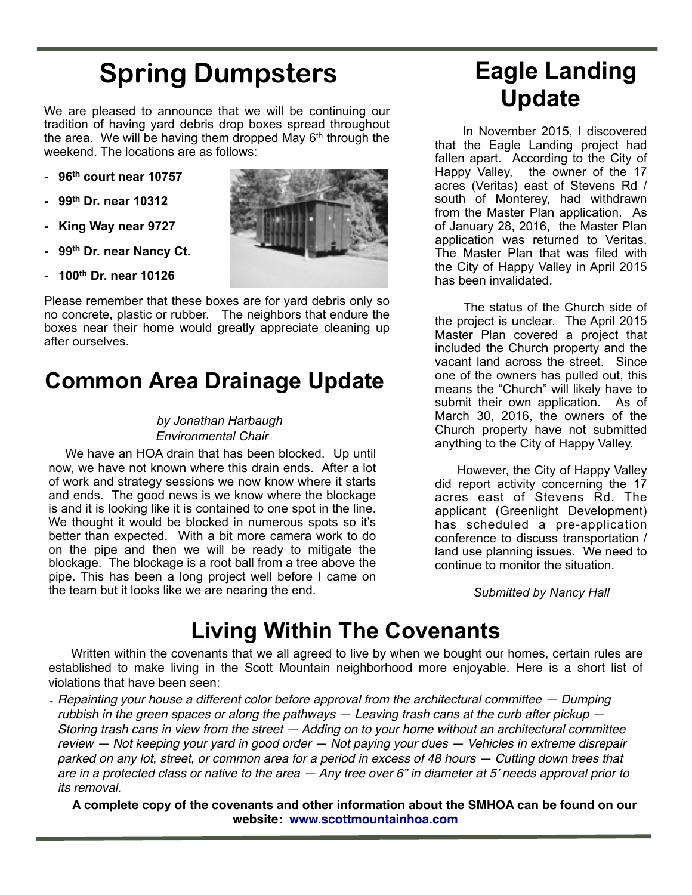# Spring Dumpsters

We are pleased to announce that we will be continuing our tradition of having yard debris drop boxes spread throughout the area. We will be having them dropped May 6th through the weekend. The locations are as follows:

- **96th court near 10757**
- **99th Dr. near 10312**
- **King Way near 9727**
- **99th Dr. near Nancy Ct.**
- **100th Dr. near 10126**

Please remember that these boxes are for yard debris only so no concrete, plastic or rubber. The neighbors that endure the boxes near their home would greatly appreciate cleaning up after ourselves.

# Common Area Drainage Update

*by Jonathan Harbaugh*
*Environmental Chair*

We have an HOA drain that has been blocked. Up until now, we have not known where this drain ends. After a lot of work and strategy sessions we now know where it starts and ends. The good news is we know where the blockage is and it is looking like it is contained to one spot in the line. We thought it would be blocked in numerous spots so it's better than expected. With a bit more camera work to do on the pipe and then we will be ready to mitigate the blockage. The blockage is a root ball from a tree above the pipe. This has been a long project well before I came on the team but it looks like we are nearing the end.

# Eagle Landing Update

In November 2015, I discovered that the Eagle Landing project had fallen apart. According to the City of Happy Valley, the owner of the 17 acres (Veritas) east of Stevens Rd / south of Monterey, had withdrawn from the Master Plan application. As of January 28, 2016, the Master Plan application was returned to Veritas. The Master Plan that was filed with the City of Happy Valley in April 2015 has been invalidated.

The status of the Church side of the project is unclear. The April 2015 Master Plan covered a project that included the Church property and the vacant land across the street. Since one of the owners has pulled out, this means the "Church" will likely have to submit their own application. As of March 30, 2016, the owners of the Church property have not submitted anything to the City of Happy Valley.

However, the City of Happy Valley did report activity concerning the 17 acres east of Stevens Rd. The applicant (Greenlight Development) has scheduled a pre-application conference to discuss transportation / land use planning issues. We need to continue to monitor the situation.

*Submitted by Nancy Hall*

# Living Within The Covenants

Written within the covenants that we all agreed to live by when we bought our homes, certain rules are established to make living in the Scott Mountain neighborhood more enjoyable. Here is a short list of violations that have been seen:

- *Repainting your house a different color before approval from the architectural committee — Dumping rubbish in the green spaces or along the pathways — Leaving trash cans at the curb after pickup — Storing trash cans in view from the street — Adding on to your home without an architectural committee review — Not keeping your yard in good order — Not paying your dues — Vehicles in extreme disrepair parked on any lot, street, or common area for a period in excess of 48 hours — Cutting down trees that are in a protected class or native to the area — Any tree over 6" in diameter at 5' needs approval prior to its removal.*

**A complete copy of the covenants and other information about the SMHOA can be found on our website: [www.scottmountainhoa.com](http://www.scottmountainhoa.com)**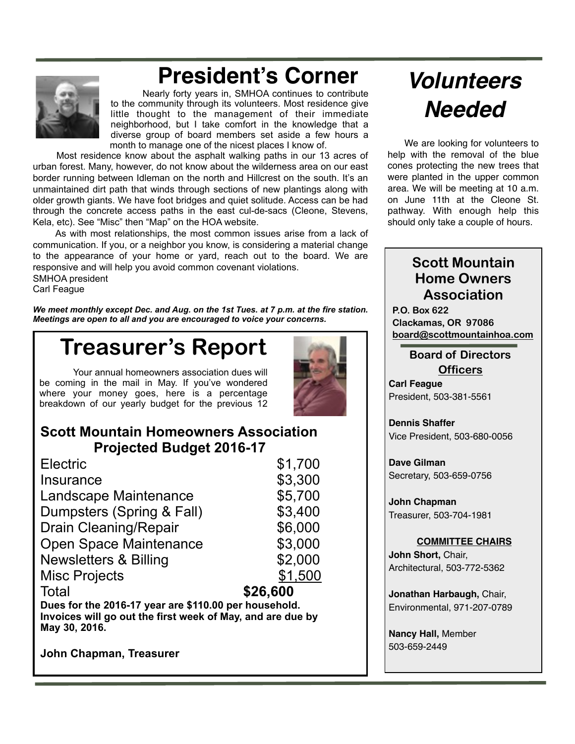# President's Corner

Nearly forty years in, SMHOA continues to contribute to the community through its volunteers. Most residence give little thought to the management of their immediate neighborhood, but I take comfort in the knowledge that a diverse group of board members set aside a few hours a month to manage one of the nicest places I know of.

Most residence know about the asphalt walking paths in our 13 acres of urban forest. Many, however, do not know about the wilderness area on our east border running between Idleman on the north and Hillcrest on the south. It's an unmaintained dirt path that winds through sections of new plantings along with older growth giants. We have foot bridges and quiet solitude. Access can be had through the concrete access paths in the east cul-de-sacs (Cleone, Stevens, Kela, etc). See "Misc" then "Map" on the HOA website.

As with most relationships, the most common issues arise from a lack of communication. If you, or a neighbor you know, is considering a material change to the appearance of your home or yard, reach out to the board. We are responsive and will help you avoid common covenant violations.

SMHOA president
Carl Feague

***We meet monthly except Dec. and Aug. on the 1st Tues. at 7 p.m. at the fire station. Meetings are open to all and you are encouraged to voice your concerns.***

# Treasurer's Report

Your annual homeowners association dues will be coming in the mail in May. If you've wondered where your money goes, here is a percentage breakdown of our yearly budget for the previous 12

**Scott Mountain Homeowners Association Projected Budget 2016-17**

| | |
|---|---|
| Electric | $1,700 |
| Insurance | $3,300 |
| Landscape Maintenance | $5,700 |
| Dumpsters (Spring & Fall) | $3,400 |
| Drain Cleaning/Repair | $6,000 |
| Open Space Maintenance | $3,000 |
| Newsletters & Billing | $2,000 |
| Misc Projects | $1,500 |
| Total | **$26,600** |

**Dues for the 2016-17 year are $110.00 per household. Invoices will go out the first week of May, and are due by May 30, 2016.**

**John Chapman, Treasurer**

# *Volunteers Needed*

We are looking for volunteers to help with the removal of the blue cones protecting the new trees that were planted in the upper common area. We will be meeting at 10 a.m. on June 11th at the Cleone St. pathway. With enough help this should only take a couple of hours.

## Scott Mountain Home Owners Association

**P.O. Box 622**
**Clackamas, OR 97086**
**board@scottmountainhoa.com**

### Board of Directors

**Officers**

**Carl Feague**
President, 503-381-5561

**Dennis Shaffer**
Vice President, 503-680-0056

**Dave Gilman**
Secretary, 503-659-0756

**John Chapman**
Treasurer, 503-704-1981

**COMMITTEE CHAIRS**

**John Short,** Chair, Architectural, 503-772-5362

**Jonathan Harbaugh,** Chair, Environmental, 971-207-0789

**Nancy Hall,** Member
503-659-2449